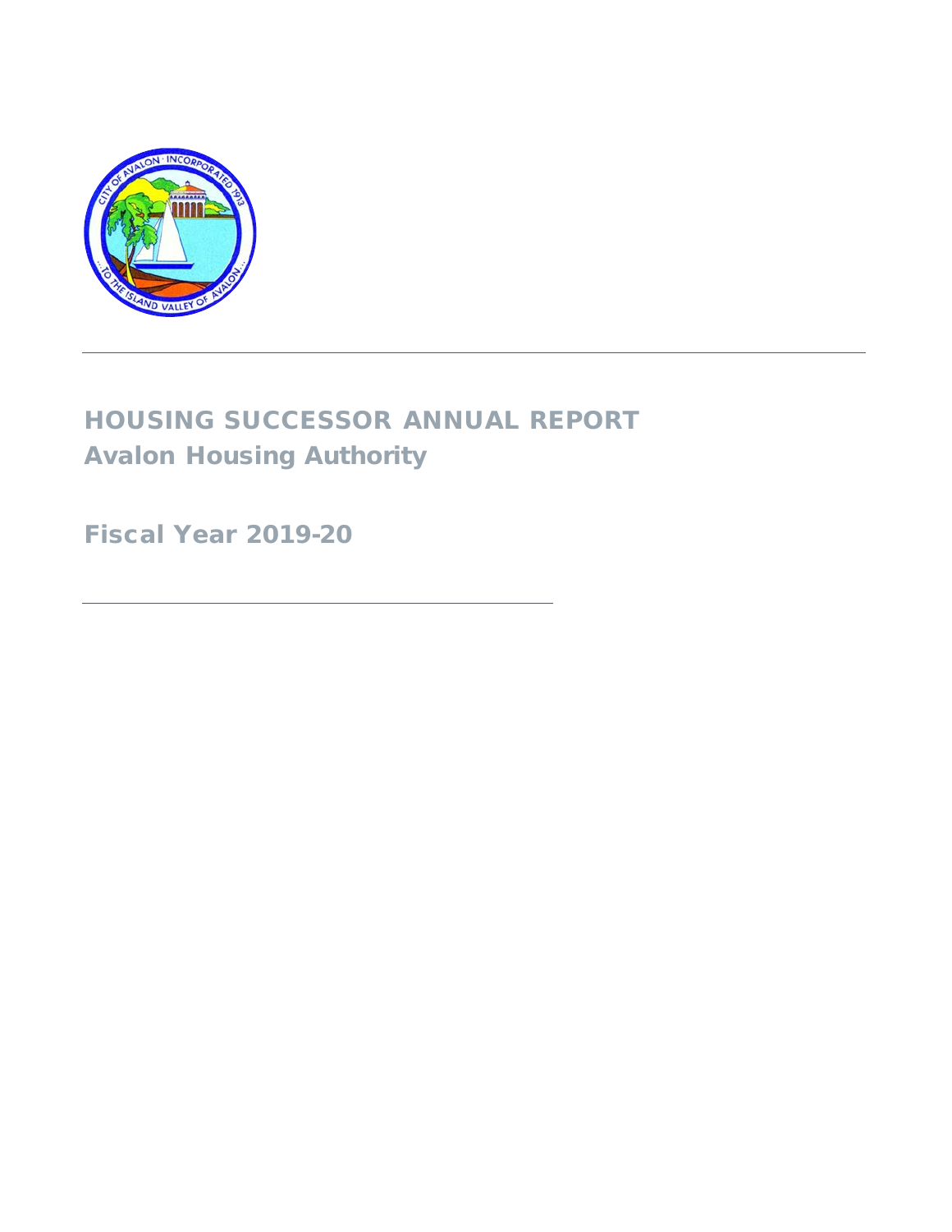# HOUSING SUCCESSOR ANNUAL REPORT

## Avalon Housing Authority

## Fiscal Year 2019-20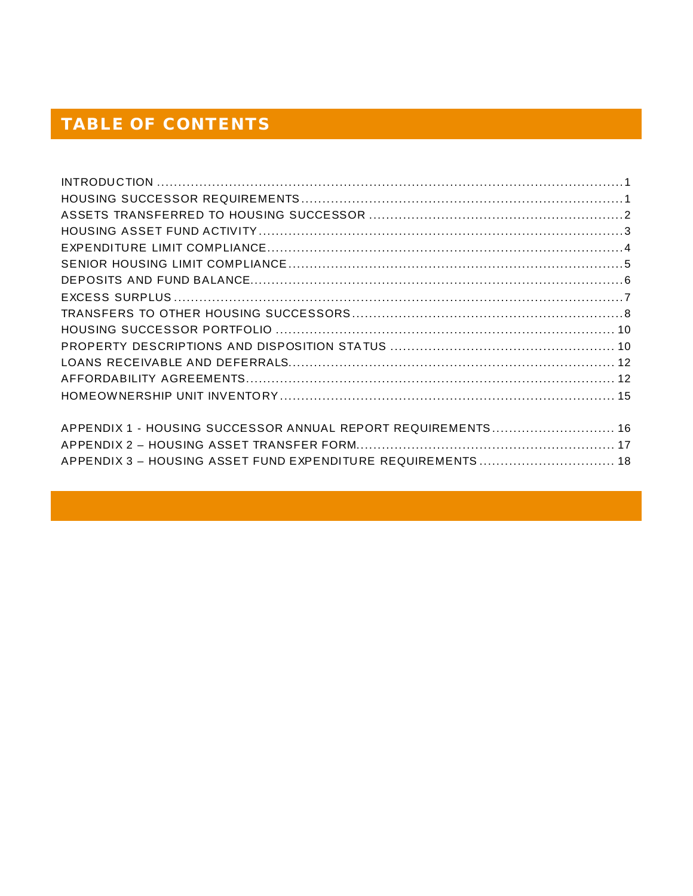# TABLE OF CONTENTS

INTRODUCTION ........................................................................................................1
HOUSING SUCCESSOR REQUIREMENTS.....................................................................1
ASSETS TRANSFERRED TO HOUSING SUCCESSOR ......................................................2
HOUSING ASSET FUND ACTIVITY..................................................................................3
EXPENDITURE LIMIT COMPLIANCE...............................................................................4
SENIOR HOUSING LIMIT COMPLIANCE..........................................................................5
DEPOSITS AND FUND BALANCE.....................................................................................6
EXCESS SURPLUS ........................................................................................................7
TRANSFERS TO OTHER HOUSING SUCCESSORS...........................................................8
HOUSING SUCCESSOR PORTFOLIO ............................................................................ 10
PROPERTY DESCRIPTIONS AND DISPOSITION STATUS ................................................ 10
LOANS RECEIVABLE AND DEFERRALS........................................................................ 12
AFFORDABILITY AGREEMENTS.................................................................................... 12
HOMEOWNERSHIP UNIT INVENTORY ........................................................................... 15

APPENDIX 1 - HOUSING SUCCESSOR ANNUAL REPORT REQUIREMENTS........................ 16
APPENDIX 2 – HOUSING ASSET TRANSFER FORM......................................................... 17
APPENDIX 3 – HOUSING ASSET FUND EXPENDITURE REQUIREMENTS ........................... 18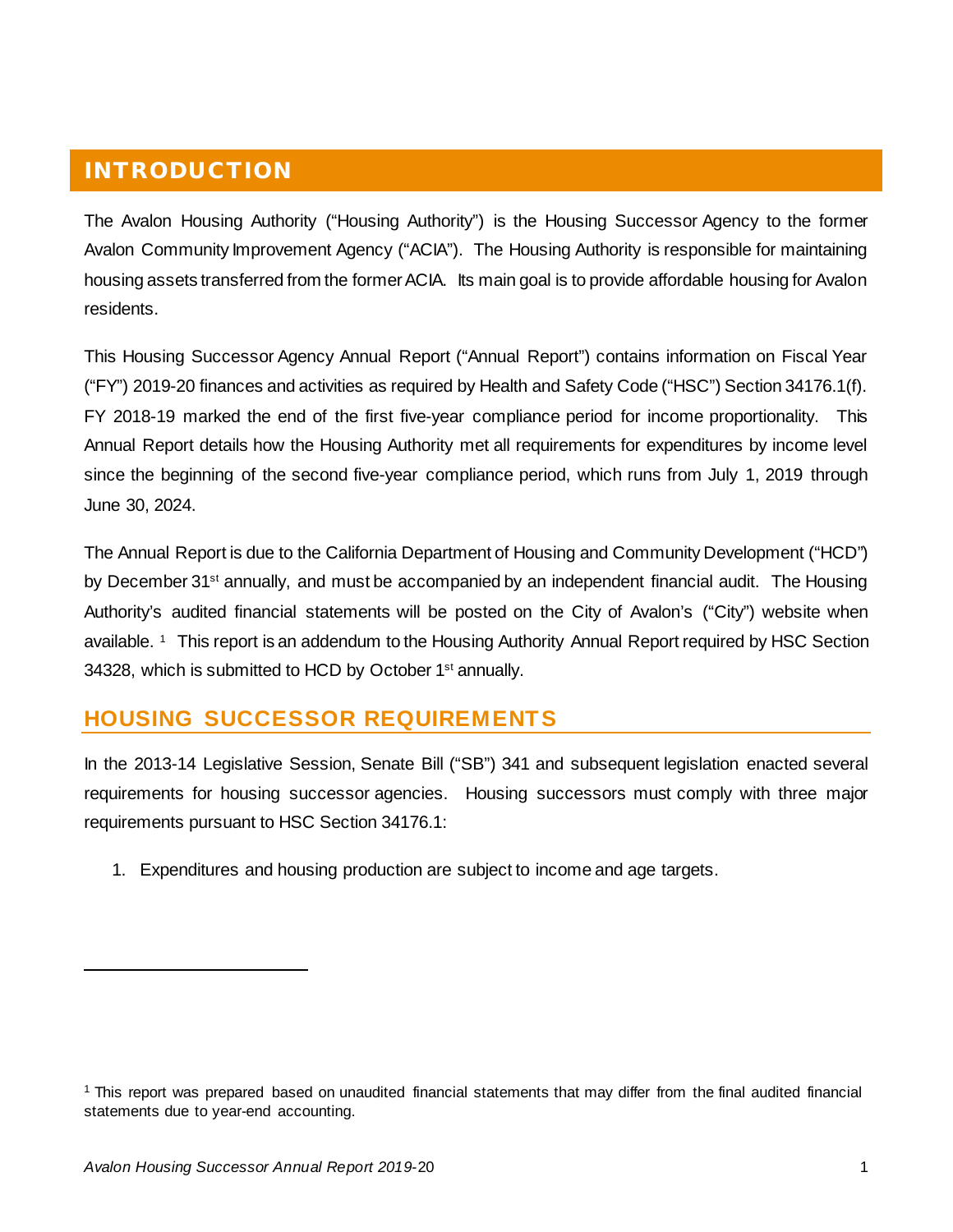# INTRODUCTION

The Avalon Housing Authority ("Housing Authority") is the Housing Successor Agency to the former Avalon Community Improvement Agency ("ACIA"). The Housing Authority is responsible for maintaining housing assets transferred from the former ACIA. Its main goal is to provide affordable housing for Avalon residents.

This Housing Successor Agency Annual Report ("Annual Report") contains information on Fiscal Year ("FY") 2019-20 finances and activities as required by Health and Safety Code ("HSC") Section 34176.1(f). FY 2018-19 marked the end of the first five-year compliance period for income proportionality. This Annual Report details how the Housing Authority met all requirements for expenditures by income level since the beginning of the second five-year compliance period, which runs from July 1, 2019 through June 30, 2024.

The Annual Report is due to the California Department of Housing and Community Development ("HCD") by December 31st annually, and must be accompanied by an independent financial audit. The Housing Authority's audited financial statements will be posted on the City of Avalon's ("City") website when available. [1] This report is an addendum to the Housing Authority Annual Report required by HSC Section 34328, which is submitted to HCD by October 1st annually.

## HOUSING SUCCESSOR REQUIREMENTS

In the 2013-14 Legislative Session, Senate Bill ("SB") 341 and subsequent legislation enacted several requirements for housing successor agencies. Housing successors must comply with three major requirements pursuant to HSC Section 34176.1:

1. Expenditures and housing production are subject to income and age targets.

[1] This report was prepared based on unaudited financial statements that may differ from the final audited financial statements due to year-end accounting.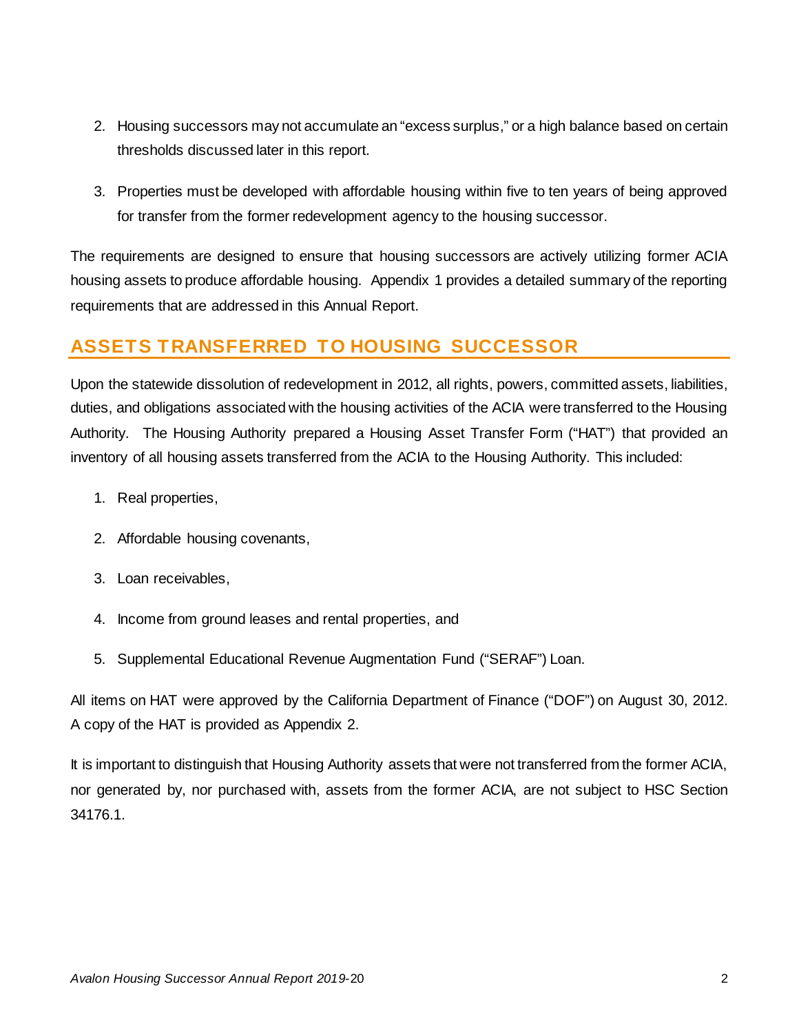2. Housing successors may not accumulate an "excess surplus," or a high balance based on certain thresholds discussed later in this report.

3. Properties must be developed with affordable housing within five to ten years of being approved for transfer from the former redevelopment agency to the housing successor.

The requirements are designed to ensure that housing successors are actively utilizing former ACIA housing assets to produce affordable housing. Appendix 1 provides a detailed summary of the reporting requirements that are addressed in this Annual Report.

## ASSETS TRANSFERRED TO HOUSING SUCCESSOR

Upon the statewide dissolution of redevelopment in 2012, all rights, powers, committed assets, liabilities, duties, and obligations associated with the housing activities of the ACIA were transferred to the Housing Authority. The Housing Authority prepared a Housing Asset Transfer Form ("HAT") that provided an inventory of all housing assets transferred from the ACIA to the Housing Authority. This included:

1. Real properties,
2. Affordable housing covenants,
3. Loan receivables,
4. Income from ground leases and rental properties, and
5. Supplemental Educational Revenue Augmentation Fund ("SERAF") Loan.

All items on HAT were approved by the California Department of Finance ("DOF") on August 30, 2012. A copy of the HAT is provided as Appendix 2.

It is important to distinguish that Housing Authority assets that were not transferred from the former ACIA, nor generated by, nor purchased with, assets from the former ACIA, are not subject to HSC Section 34176.1.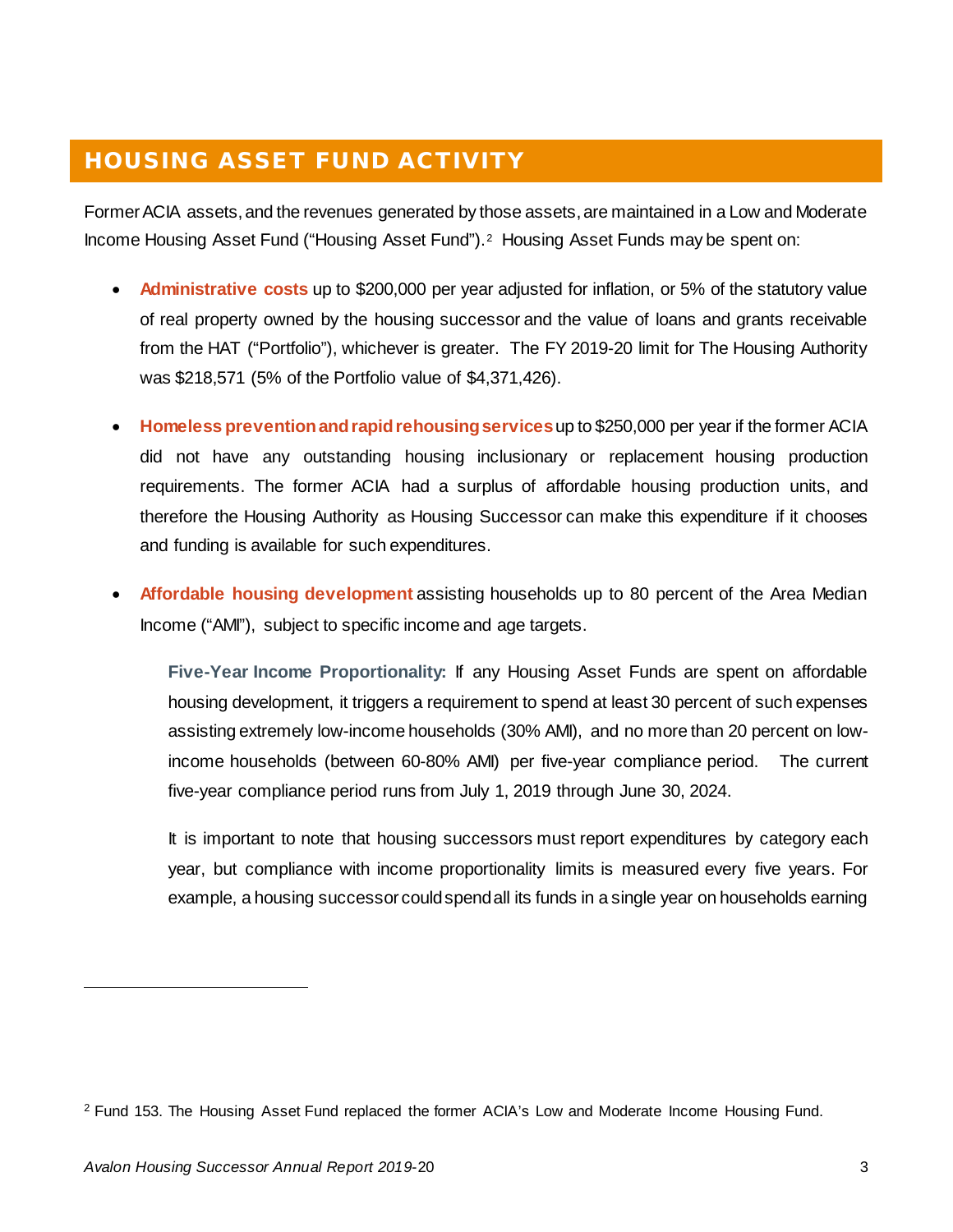## HOUSING ASSET FUND ACTIVITY

Former ACIA assets, and the revenues generated by those assets, are maintained in a Low and Moderate Income Housing Asset Fund ("Housing Asset Fund").[2] Housing Asset Funds may be spent on:

- **Administrative costs** up to $200,000 per year adjusted for inflation, or 5% of the statutory value of real property owned by the housing successor and the value of loans and grants receivable from the HAT ("Portfolio"), whichever is greater. The FY 2019-20 limit for The Housing Authority was $218,571 (5% of the Portfolio value of $4,371,426).

- **Homeless prevention and rapid rehousing services** up to $250,000 per year if the former ACIA did not have any outstanding housing inclusionary or replacement housing production requirements. The former ACIA had a surplus of affordable housing production units, and therefore the Housing Authority as Housing Successor can make this expenditure if it chooses and funding is available for such expenditures.

- **Affordable housing development** assisting households up to 80 percent of the Area Median Income ("AMI"), subject to specific income and age targets.

  **Five-Year Income Proportionality:** If any Housing Asset Funds are spent on affordable housing development, it triggers a requirement to spend at least 30 percent of such expenses assisting extremely low-income households (30% AMI), and no more than 20 percent on low-income households (between 60-80% AMI) per five-year compliance period. The current five-year compliance period runs from July 1, 2019 through June 30, 2024.

  It is important to note that housing successors must report expenditures by category each year, but compliance with income proportionality limits is measured every five years. For example, a housing successor could spend all its funds in a single year on households earning

[2] Fund 153. The Housing Asset Fund replaced the former ACIA's Low and Moderate Income Housing Fund.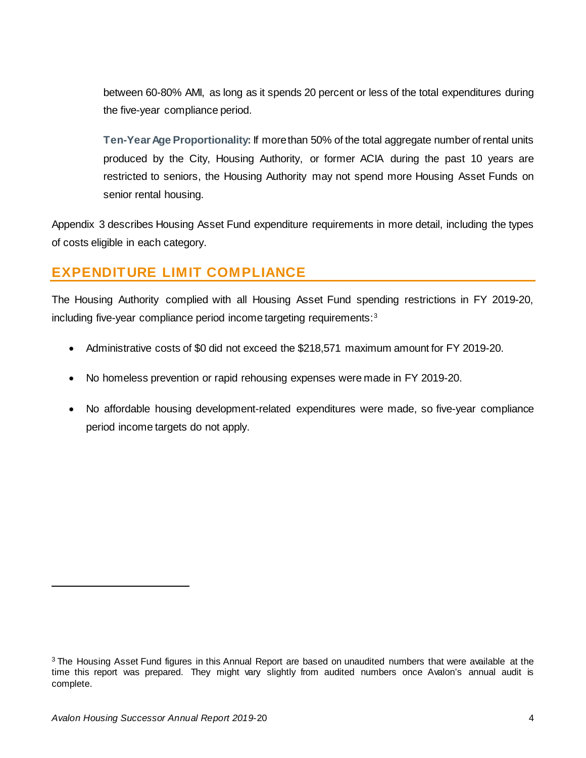between 60-80% AMI, as long as it spends 20 percent or less of the total expenditures during the five-year compliance period.

**Ten-Year Age Proportionality:** If more than 50% of the total aggregate number of rental units produced by the City, Housing Authority, or former ACIA during the past 10 years are restricted to seniors, the Housing Authority may not spend more Housing Asset Funds on senior rental housing.

Appendix 3 describes Housing Asset Fund expenditure requirements in more detail, including the types of costs eligible in each category.

## EXPENDITURE LIMIT COMPLIANCE

The Housing Authority complied with all Housing Asset Fund spending restrictions in FY 2019-20, including five-year compliance period income targeting requirements:[3]

- Administrative costs of $0 did not exceed the $218,571 maximum amount for FY 2019-20.
- No homeless prevention or rapid rehousing expenses were made in FY 2019-20.
- No affordable housing development-related expenditures were made, so five-year compliance period income targets do not apply.

[3] The Housing Asset Fund figures in this Annual Report are based on unaudited numbers that were available at the time this report was prepared. They might vary slightly from audited numbers once Avalon's annual audit is complete.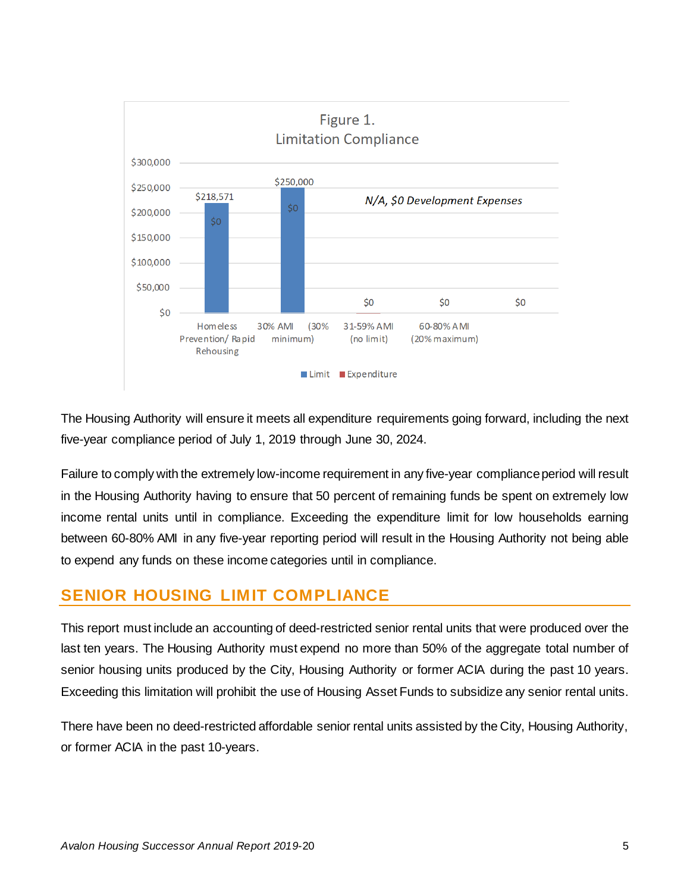Figure 1.
Limitation Compliance

| Category | Limit | Expenditure |
| --- | --- | --- |
| Homeless Prevention/ Rapid Rehousing | $218,571 | $0 |
| 30% AMI (30% minimum) | $250,000 | $0 |
| 31-59% AMI (no limit) | | $0 |
| 60-80% AMI (20% maximum) | | $0 |
| | | $0 |

*N/A, $0 Development Expenses*

The Housing Authority will ensure it meets all expenditure requirements going forward, including the next five-year compliance period of July 1, 2019 through June 30, 2024.

Failure to comply with the extremely low-income requirement in any five-year compliance period will result in the Housing Authority having to ensure that 50 percent of remaining funds be spent on extremely low income rental units until in compliance. Exceeding the expenditure limit for low households earning between 60-80% AMI in any five-year reporting period will result in the Housing Authority not being able to expend any funds on these income categories until in compliance.

## SENIOR HOUSING LIMIT COMPLIANCE

This report must include an accounting of deed-restricted senior rental units that were produced over the last ten years. The Housing Authority must expend no more than 50% of the aggregate total number of senior housing units produced by the City, Housing Authority or former ACIA during the past 10 years. Exceeding this limitation will prohibit the use of Housing Asset Funds to subsidize any senior rental units.

There have been no deed-restricted affordable senior rental units assisted by the City, Housing Authority, or former ACIA in the past 10-years.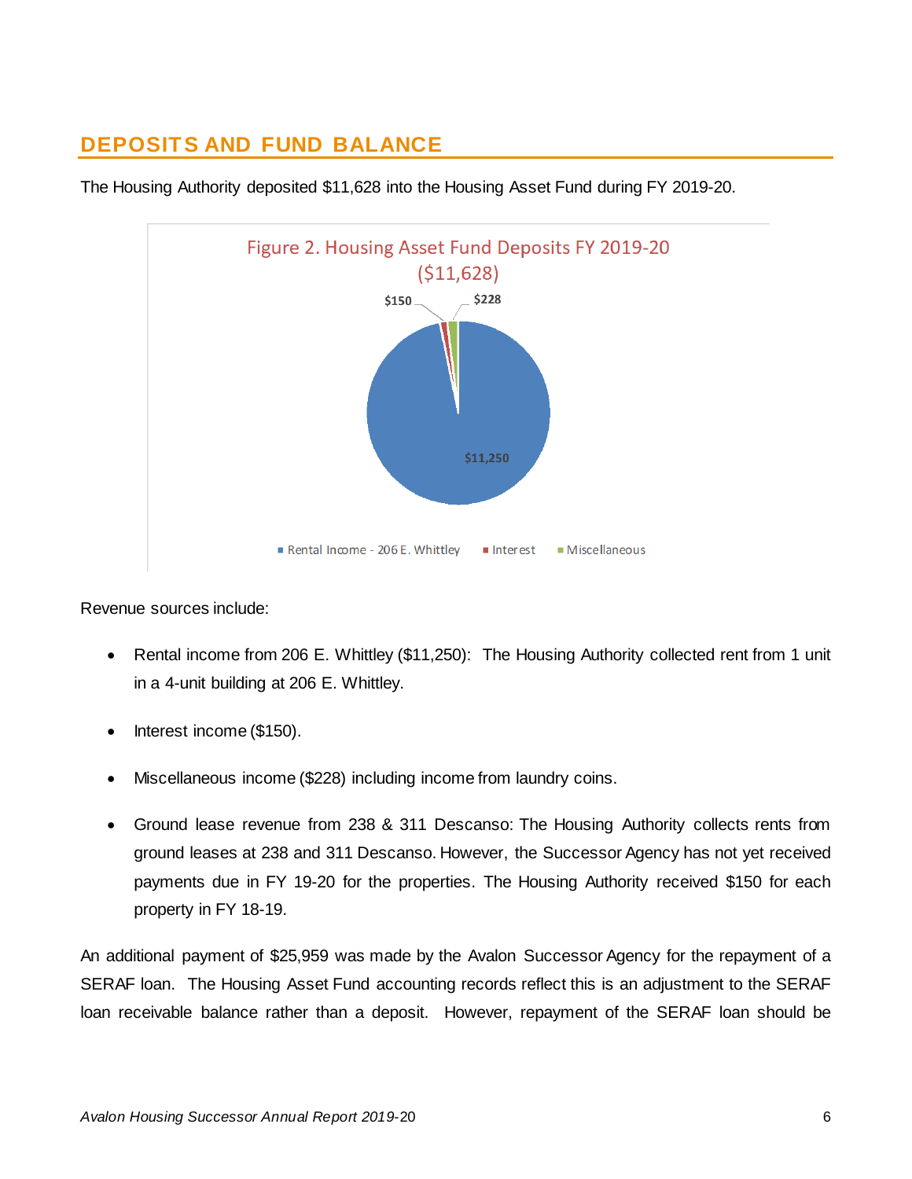## DEPOSITS AND FUND BALANCE

The Housing Authority deposited $11,628 into the Housing Asset Fund during FY 2019-20.

Figure 2. Housing Asset Fund Deposits FY 2019-20 ($11,628)

Revenue sources include:

- Rental income from 206 E. Whittley ($11,250): The Housing Authority collected rent from 1 unit in a 4-unit building at 206 E. Whittley.
- Interest income ($150).
- Miscellaneous income ($228) including income from laundry coins.
- Ground lease revenue from 238 & 311 Descanso: The Housing Authority collects rents from ground leases at 238 and 311 Descanso. However, the Successor Agency has not yet received payments due in FY 19-20 for the properties. The Housing Authority received $150 for each property in FY 18-19.

An additional payment of $25,959 was made by the Avalon Successor Agency for the repayment of a SERAF loan. The Housing Asset Fund accounting records reflect this is an adjustment to the SERAF loan receivable balance rather than a deposit. However, repayment of the SERAF loan should be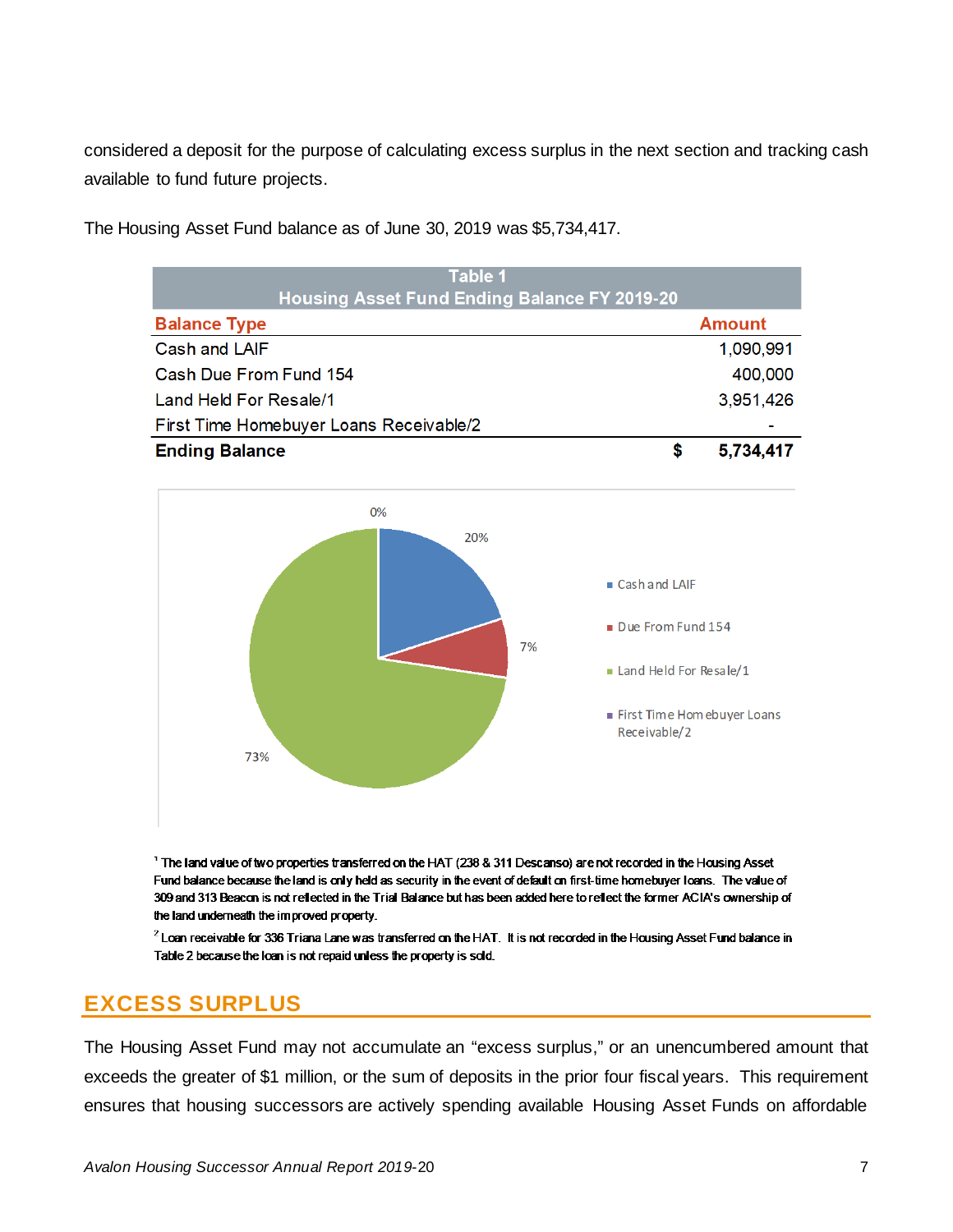considered a deposit for the purpose of calculating excess surplus in the next section and tracking cash available to fund future projects.

The Housing Asset Fund balance as of June 30, 2019 was $5,734,417.

**Table 1**
**Housing Asset Fund Ending Balance FY 2019-20**

| Balance Type | Amount |
|---|---|
| Cash and LAIF | 1,090,991 |
| Cash Due From Fund 154 | 400,000 |
| Land Held For Resale/1 | 3,951,426 |
| First Time Homebuyer Loans Receivable/2 | - |
| **Ending Balance** | **$ 5,734,417** |

[1] The land value of two properties transferred on the HAT (238 & 311 Descanso) are not recorded in the Housing Asset Fund balance because the land is only held as security in the event of default on first-time homebuyer loans. The value of 309 and 313 Beacon is not reflected in the Trial Balance but has been added here to reflect the former ACIA's ownership of the land underneath the improved property.

[2] Loan receivable for 336 Triana Lane was transferred on the HAT. It is not recorded in the Housing Asset Fund balance in Table 2 because the loan is not repaid unless the property is sold.

## EXCESS SURPLUS

The Housing Asset Fund may not accumulate an "excess surplus," or an unencumbered amount that exceeds the greater of $1 million, or the sum of deposits in the prior four fiscal years. This requirement ensures that housing successors are actively spending available Housing Asset Funds on affordable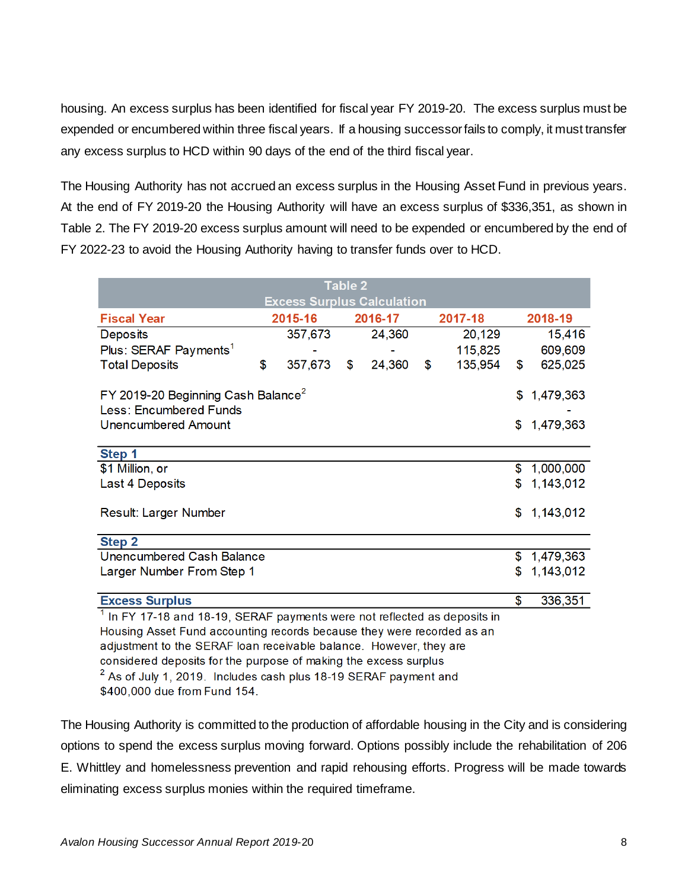housing. An excess surplus has been identified for fiscal year FY 2019-20. The excess surplus must be expended or encumbered within three fiscal years. If a housing successor fails to comply, it must transfer any excess surplus to HCD within 90 days of the end of the third fiscal year.

The Housing Authority has not accrued an excess surplus in the Housing Asset Fund in previous years. At the end of FY 2019-20 the Housing Authority will have an excess surplus of $336,351, as shown in Table 2. The FY 2019-20 excess surplus amount will need to be expended or encumbered by the end of FY 2022-23 to avoid the Housing Authority having to transfer funds over to HCD.

**Table 2**
**Excess Surplus Calculation**

| Fiscal Year | 2015-16 | 2016-17 | 2017-18 | 2018-19 |
|---|---|---|---|---|
| Deposits | 357,673 | 24,360 | 20,129 | 15,416 |
| Plus: SERAF Payments[1] | - | - | 115,825 | 609,609 |
| Total Deposits | $ 357,673 | $ 24,360 | $ 135,954 | $ 625,025 |
| | | | | |
| FY 2019-20 Beginning Cash Balance[2] | | | | $ 1,479,363 |
| Less: Encumbered Funds | | | | - |
| Unencumbered Amount | | | | $ 1,479,363 |
| | | | | |
| **Step 1** | | | | |
| $1 Million, or | | | | $ 1,000,000 |
| Last 4 Deposits | | | | $ 1,143,012 |
| | | | | |
| Result: Larger Number | | | | $ 1,143,012 |
| | | | | |
| **Step 2** | | | | |
| Unencumbered Cash Balance | | | | $ 1,479,363 |
| Larger Number From Step 1 | | | | $ 1,143,012 |
| | | | | |
| **Excess Surplus** | | | | $ 336,351 |

[1] In FY 17-18 and 18-19, SERAF payments were not reflected as deposits in Housing Asset Fund accounting records because they were recorded as an adjustment to the SERAF loan receivable balance. However, they are considered deposits for the purpose of making the excess surplus

[2] As of July 1, 2019. Includes cash plus 18-19 SERAF payment and $400,000 due from Fund 154.

The Housing Authority is committed to the production of affordable housing in the City and is considering options to spend the excess surplus moving forward. Options possibly include the rehabilitation of 206 E. Whittley and homelessness prevention and rapid rehousing efforts. Progress will be made towards eliminating excess surplus monies within the required timeframe.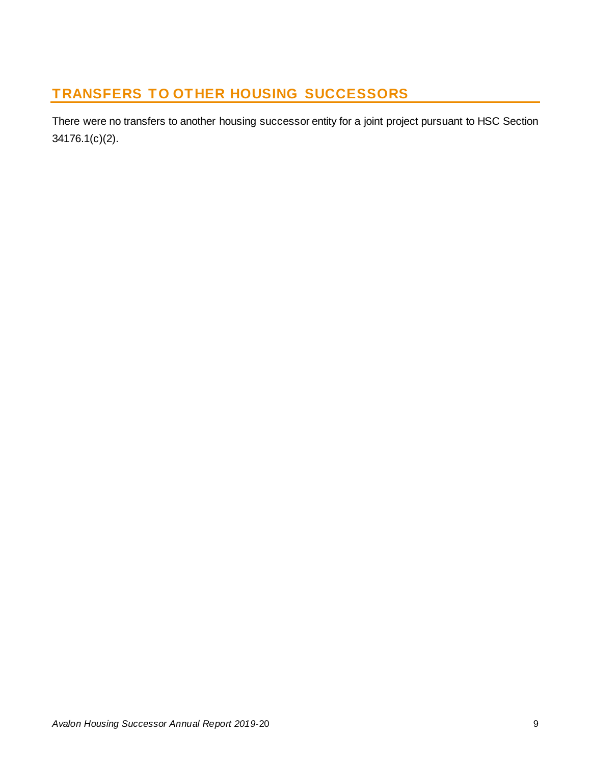## TRANSFERS TO OTHER HOUSING SUCCESSORS

There were no transfers to another housing successor entity for a joint project pursuant to HSC Section 34176.1(c)(2).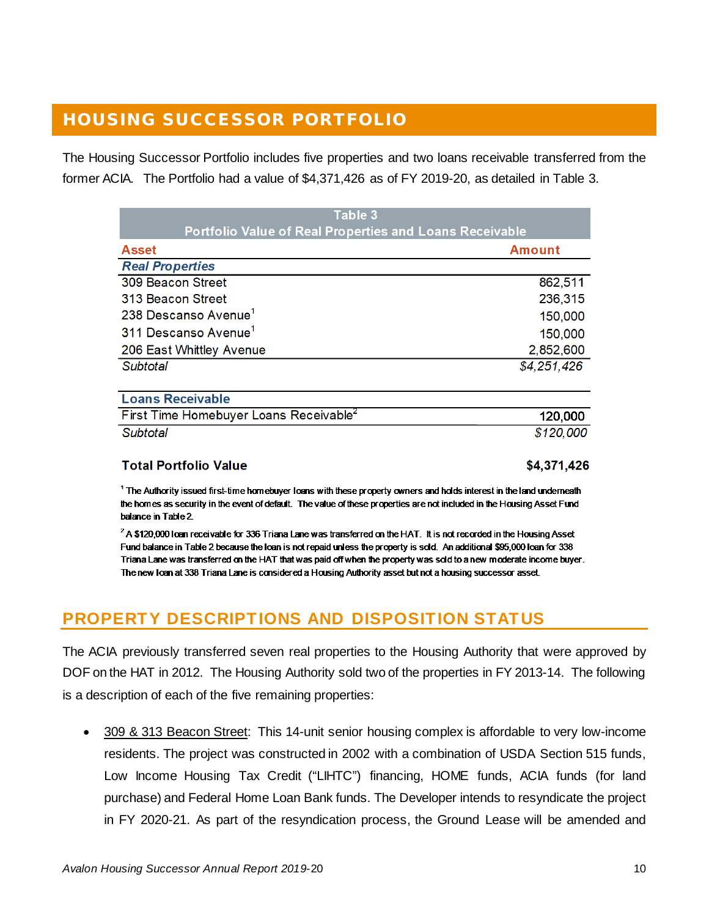## HOUSING SUCCESSOR PORTFOLIO

The Housing Successor Portfolio includes five properties and two loans receivable transferred from the former ACIA. The Portfolio had a value of $4,371,426 as of FY 2019-20, as detailed in Table 3.

| Table 3 Portfolio Value of Real Properties and Loans Receivable | |
|---|---|
| **Asset** | **Amount** |
| ***Real Properties*** | |
| 309 Beacon Street | 862,511 |
| 313 Beacon Street | 236,315 |
| 238 Descanso Avenue[1] | 150,000 |
| 311 Descanso Avenue[1] | 150,000 |
| 206 East Whittley Avenue | 2,852,600 |
| *Subtotal* | *$4,251,426* |
| **Loans Receivable** | |
| First Time Homebuyer Loans Receivable[2] | 120,000 |
| *Subtotal* | *$120,000* |
| **Total Portfolio Value** | **$4,371,426** |

[1] The Authority issued first-time homebuyer loans with these property owners and holds interest in the land underneath the homes as security in the event of default. The value of these properties are not included in the Housing Asset Fund balance in Table 2.

[2] A $120,000 loan receivable for 336 Triana Lane was transferred on the HAT. It is not recorded in the Housing Asset Fund balance in Table 2 because the loan is not repaid unless the property is sold. An additional $95,000 loan for 338 Triana Lane was transferred on the HAT that was paid off when the property was sold to a new moderate income buyer. The new loan at 338 Triana Lane is considered a Housing Authority asset but not a housing successor asset.

## PROPERTY DESCRIPTIONS AND DISPOSITION STATUS

The ACIA previously transferred seven real properties to the Housing Authority that were approved by DOF on the HAT in 2012. The Housing Authority sold two of the properties in FY 2013-14. The following is a description of each of the five remaining properties:

- 309 & 313 Beacon Street: This 14-unit senior housing complex is affordable to very low-income residents. The project was constructed in 2002 with a combination of USDA Section 515 funds, Low Income Housing Tax Credit ("LIHTC") financing, HOME funds, ACIA funds (for land purchase) and Federal Home Loan Bank funds. The Developer intends to resyndicate the project in FY 2020-21. As part of the resyndication process, the Ground Lease will be amended and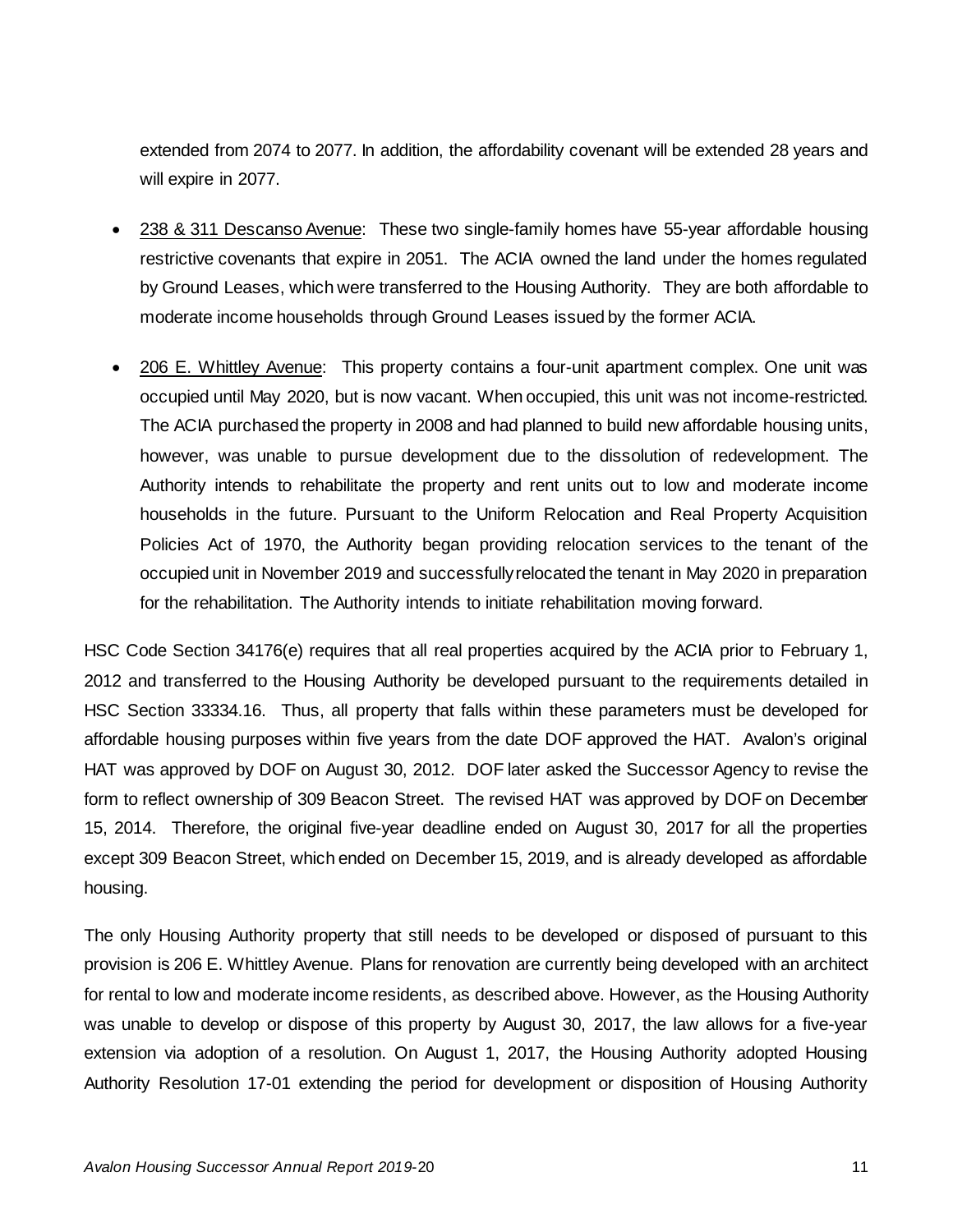extended from 2074 to 2077. In addition, the affordability covenant will be extended 28 years and will expire in 2077.

- <u>238 & 311 Descanso Avenue</u>: These two single-family homes have 55-year affordable housing restrictive covenants that expire in 2051. The ACIA owned the land under the homes regulated by Ground Leases, which were transferred to the Housing Authority. They are both affordable to moderate income households through Ground Leases issued by the former ACIA.

- <u>206 E. Whittley Avenue</u>: This property contains a four-unit apartment complex. One unit was occupied until May 2020, but is now vacant. When occupied, this unit was not income-restricted. The ACIA purchased the property in 2008 and had planned to build new affordable housing units, however, was unable to pursue development due to the dissolution of redevelopment. The Authority intends to rehabilitate the property and rent units out to low and moderate income households in the future. Pursuant to the Uniform Relocation and Real Property Acquisition Policies Act of 1970, the Authority began providing relocation services to the tenant of the occupied unit in November 2019 and successfully relocated the tenant in May 2020 in preparation for the rehabilitation. The Authority intends to initiate rehabilitation moving forward.

HSC Code Section 34176(e) requires that all real properties acquired by the ACIA prior to February 1, 2012 and transferred to the Housing Authority be developed pursuant to the requirements detailed in HSC Section 33334.16. Thus, all property that falls within these parameters must be developed for affordable housing purposes within five years from the date DOF approved the HAT. Avalon's original HAT was approved by DOF on August 30, 2012. DOF later asked the Successor Agency to revise the form to reflect ownership of 309 Beacon Street. The revised HAT was approved by DOF on December 15, 2014. Therefore, the original five-year deadline ended on August 30, 2017 for all the properties except 309 Beacon Street, which ended on December 15, 2019, and is already developed as affordable housing.

The only Housing Authority property that still needs to be developed or disposed of pursuant to this provision is 206 E. Whittley Avenue. Plans for renovation are currently being developed with an architect for rental to low and moderate income residents, as described above. However, as the Housing Authority was unable to develop or dispose of this property by August 30, 2017, the law allows for a five-year extension via adoption of a resolution. On August 1, 2017, the Housing Authority adopted Housing Authority Resolution 17-01 extending the period for development or disposition of Housing Authority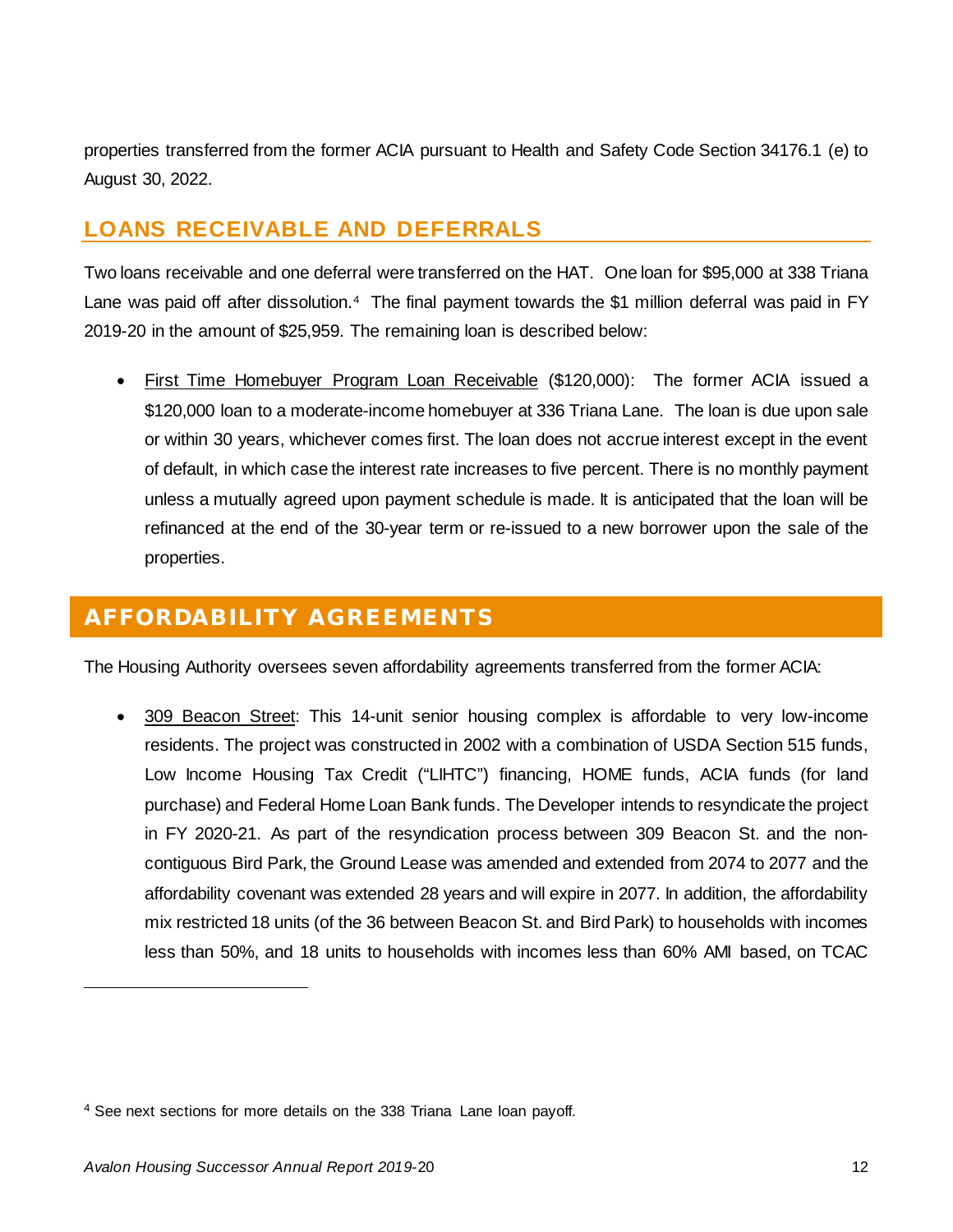properties transferred from the former ACIA pursuant to Health and Safety Code Section 34176.1 (e) to August 30, 2022.

## LOANS RECEIVABLE AND DEFERRALS

Two loans receivable and one deferral were transferred on the HAT. One loan for $95,000 at 338 Triana Lane was paid off after dissolution.[4] The final payment towards the $1 million deferral was paid in FY 2019-20 in the amount of $25,959. The remaining loan is described below:

- First Time Homebuyer Program Loan Receivable ($120,000): The former ACIA issued a $120,000 loan to a moderate-income homebuyer at 336 Triana Lane. The loan is due upon sale or within 30 years, whichever comes first. The loan does not accrue interest except in the event of default, in which case the interest rate increases to five percent. There is no monthly payment unless a mutually agreed upon payment schedule is made. It is anticipated that the loan will be refinanced at the end of the 30-year term or re-issued to a new borrower upon the sale of the properties.

# AFFORDABILITY AGREEMENTS

The Housing Authority oversees seven affordability agreements transferred from the former ACIA:

- 309 Beacon Street: This 14-unit senior housing complex is affordable to very low-income residents. The project was constructed in 2002 with a combination of USDA Section 515 funds, Low Income Housing Tax Credit ("LIHTC") financing, HOME funds, ACIA funds (for land purchase) and Federal Home Loan Bank funds. The Developer intends to resyndicate the project in FY 2020-21. As part of the resyndication process between 309 Beacon St. and the non-contiguous Bird Park, the Ground Lease was amended and extended from 2074 to 2077 and the affordability covenant was extended 28 years and will expire in 2077. In addition, the affordability mix restricted 18 units (of the 36 between Beacon St. and Bird Park) to households with incomes less than 50%, and 18 units to households with incomes less than 60% AMI based, on TCAC

[4] See next sections for more details on the 338 Triana Lane loan payoff.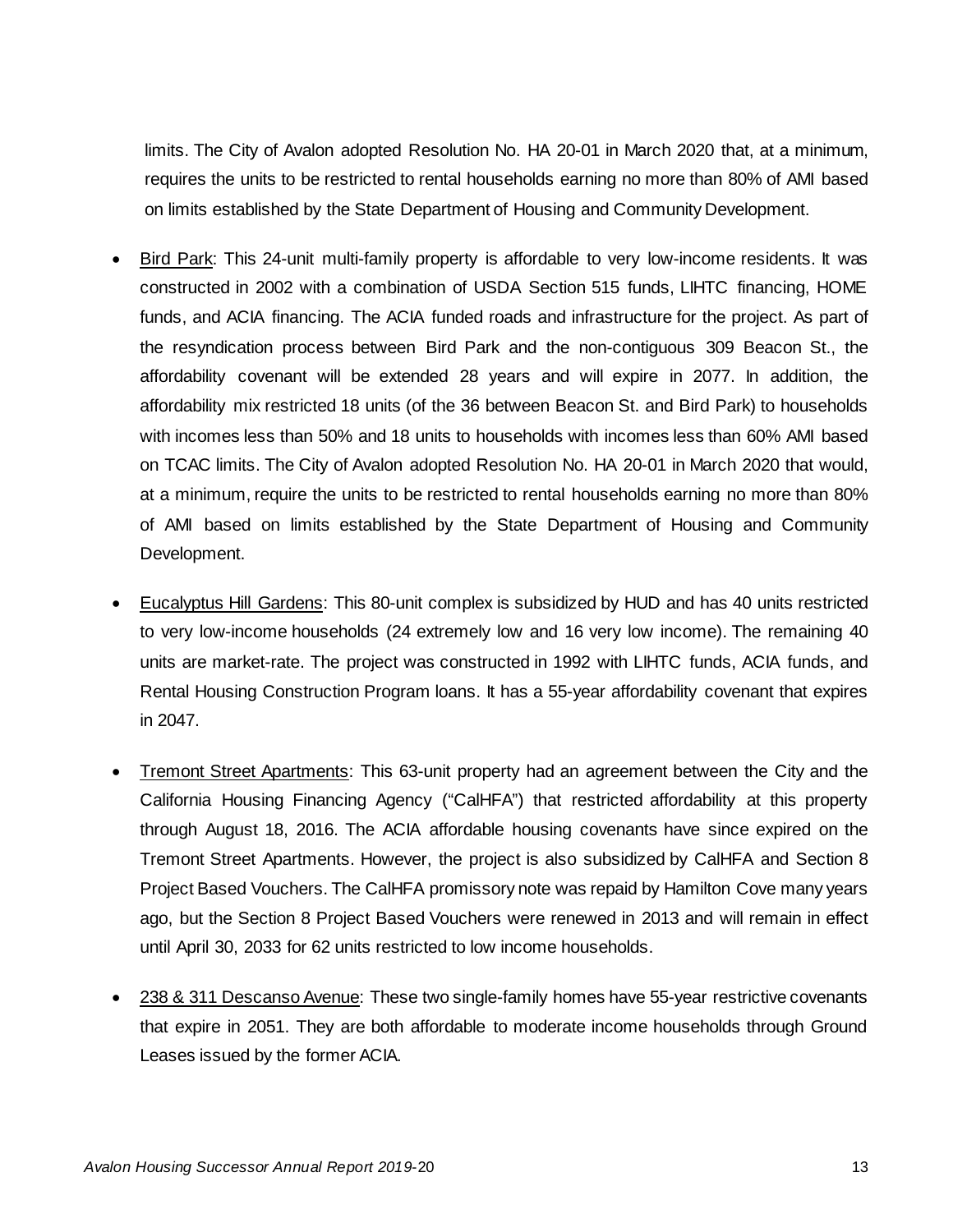limits. The City of Avalon adopted Resolution No. HA 20-01 in March 2020 that, at a minimum, requires the units to be restricted to rental households earning no more than 80% of AMI based on limits established by the State Department of Housing and Community Development.

- Bird Park: This 24-unit multi-family property is affordable to very low-income residents. It was constructed in 2002 with a combination of USDA Section 515 funds, LIHTC financing, HOME funds, and ACIA financing. The ACIA funded roads and infrastructure for the project. As part of the resyndication process between Bird Park and the non-contiguous 309 Beacon St., the affordability covenant will be extended 28 years and will expire in 2077. In addition, the affordability mix restricted 18 units (of the 36 between Beacon St. and Bird Park) to households with incomes less than 50% and 18 units to households with incomes less than 60% AMI based on TCAC limits. The City of Avalon adopted Resolution No. HA 20-01 in March 2020 that would, at a minimum, require the units to be restricted to rental households earning no more than 80% of AMI based on limits established by the State Department of Housing and Community Development.

- Eucalyptus Hill Gardens: This 80-unit complex is subsidized by HUD and has 40 units restricted to very low-income households (24 extremely low and 16 very low income). The remaining 40 units are market-rate. The project was constructed in 1992 with LIHTC funds, ACIA funds, and Rental Housing Construction Program loans. It has a 55-year affordability covenant that expires in 2047.

- Tremont Street Apartments: This 63-unit property had an agreement between the City and the California Housing Financing Agency ("CalHFA") that restricted affordability at this property through August 18, 2016. The ACIA affordable housing covenants have since expired on the Tremont Street Apartments. However, the project is also subsidized by CalHFA and Section 8 Project Based Vouchers. The CalHFA promissory note was repaid by Hamilton Cove many years ago, but the Section 8 Project Based Vouchers were renewed in 2013 and will remain in effect until April 30, 2033 for 62 units restricted to low income households.

- 238 & 311 Descanso Avenue: These two single-family homes have 55-year restrictive covenants that expire in 2051. They are both affordable to moderate income households through Ground Leases issued by the former ACIA.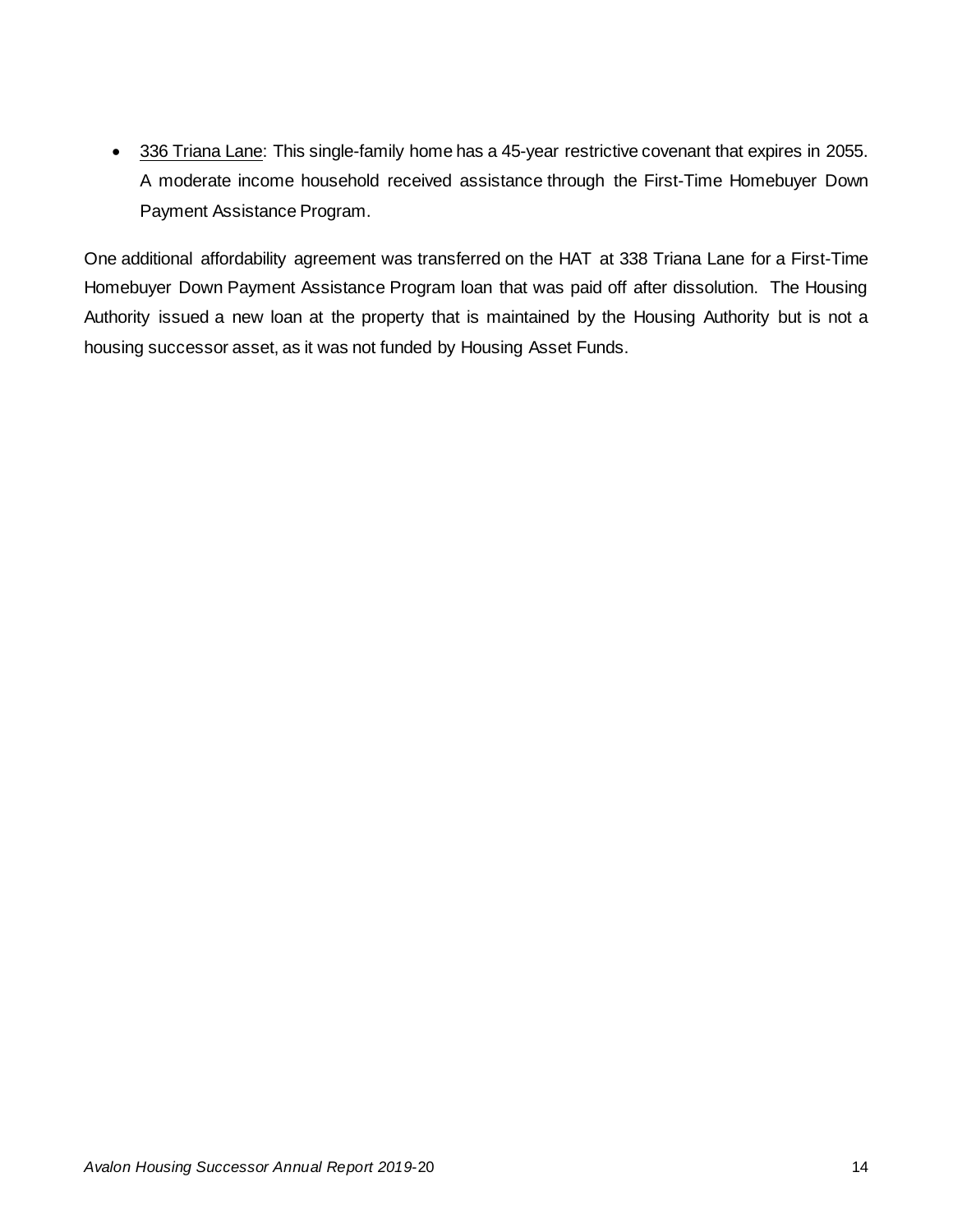- 336 Triana Lane: This single-family home has a 45-year restrictive covenant that expires in 2055. A moderate income household received assistance through the First-Time Homebuyer Down Payment Assistance Program.

One additional affordability agreement was transferred on the HAT at 338 Triana Lane for a First-Time Homebuyer Down Payment Assistance Program loan that was paid off after dissolution. The Housing Authority issued a new loan at the property that is maintained by the Housing Authority but is not a housing successor asset, as it was not funded by Housing Asset Funds.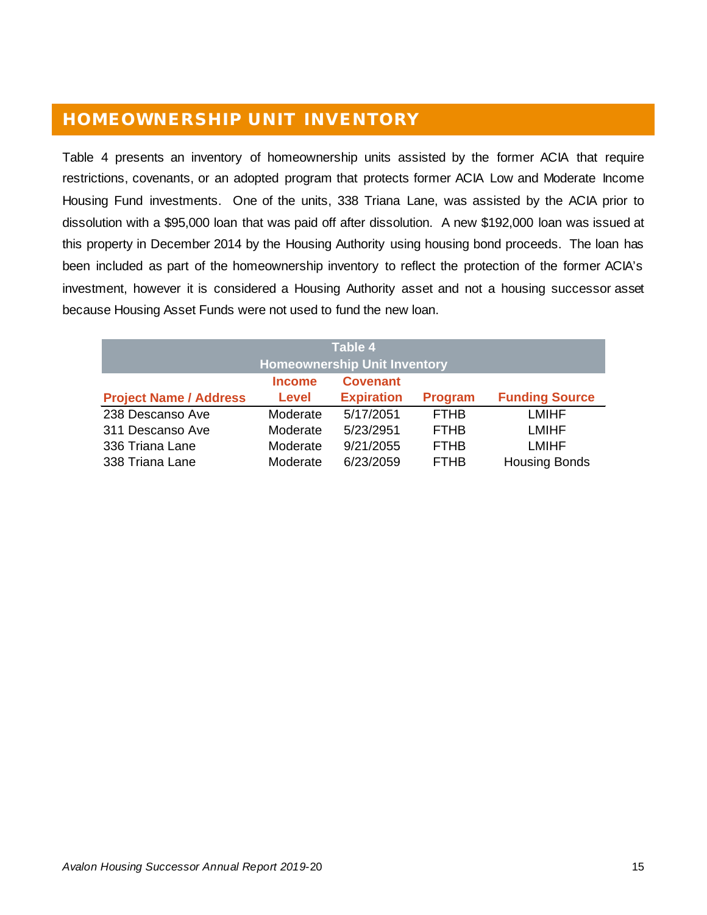## HOMEOWNERSHIP UNIT INVENTORY

Table 4 presents an inventory of homeownership units assisted by the former ACIA that require restrictions, covenants, or an adopted program that protects former ACIA Low and Moderate Income Housing Fund investments. One of the units, 338 Triana Lane, was assisted by the ACIA prior to dissolution with a $95,000 loan that was paid off after dissolution. A new $192,000 loan was issued at this property in December 2014 by the Housing Authority using housing bond proceeds. The loan has been included as part of the homeownership inventory to reflect the protection of the former ACIA's investment, however it is considered a Housing Authority asset and not a housing successor asset because Housing Asset Funds were not used to fund the new loan.

**Table 4**
**Homeownership Unit Inventory**

| Project Name / Address | Income Level | Covenant Expiration | Program | Funding Source |
|---|---|---|---|---|
| 238 Descanso Ave | Moderate | 5/17/2051 | FTHB | LMIHF |
| 311 Descanso Ave | Moderate | 5/23/2951 | FTHB | LMIHF |
| 336 Triana Lane | Moderate | 9/21/2055 | FTHB | LMIHF |
| 338 Triana Lane | Moderate | 6/23/2059 | FTHB | Housing Bonds |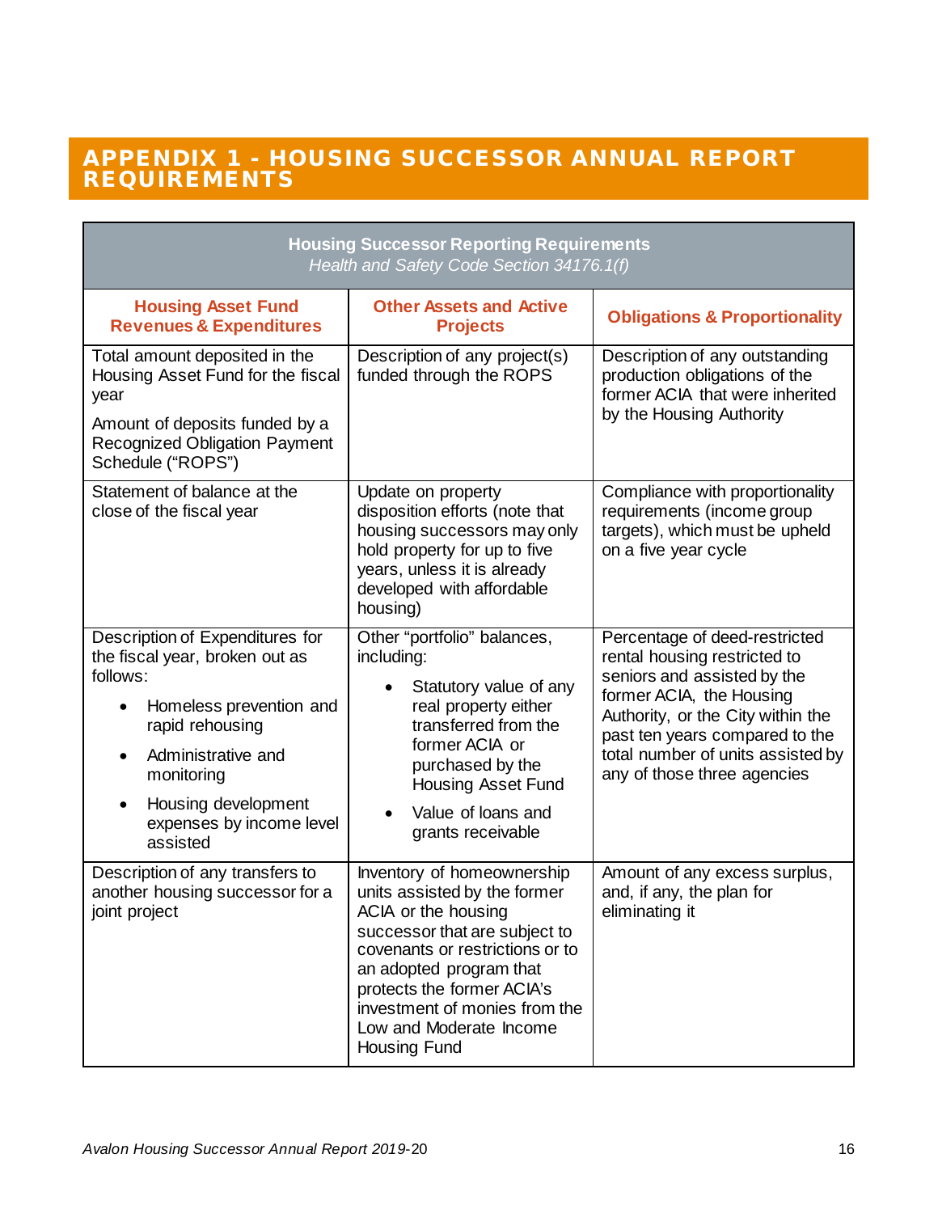# APPENDIX 1 - HOUSING SUCCESSOR ANNUAL REPORT REQUIREMENTS

| Housing Successor Reporting Requirements<br>*Health and Safety Code Section 34176.1(f)* | | |
|---|---|---|
| **Housing Asset Fund Revenues & Expenditures** | **Other Assets and Active Projects** | **Obligations & Proportionality** |
| Total amount deposited in the Housing Asset Fund for the fiscal year<br><br>Amount of deposits funded by a Recognized Obligation Payment Schedule ("ROPS") | Description of any project(s) funded through the ROPS | Description of any outstanding production obligations of the former ACIA that were inherited by the Housing Authority |
| Statement of balance at the close of the fiscal year | Update on property disposition efforts (note that housing successors may only hold property for up to five years, unless it is already developed with affordable housing) | Compliance with proportionality requirements (income group targets), which must be upheld on a five year cycle |
| Description of Expenditures for the fiscal year, broken out as follows:<br>• Homeless prevention and rapid rehousing<br>• Administrative and monitoring<br>• Housing development expenses by income level assisted | Other "portfolio" balances, including:<br>• Statutory value of any real property either transferred from the former ACIA or purchased by the Housing Asset Fund<br>• Value of loans and grants receivable | Percentage of deed-restricted rental housing restricted to seniors and assisted by the former ACIA, the Housing Authority, or the City within the past ten years compared to the total number of units assisted by any of those three agencies |
| Description of any transfers to another housing successor for a joint project | Inventory of homeownership units assisted by the former ACIA or the housing successor that are subject to covenants or restrictions or to an adopted program that protects the former ACIA's investment of monies from the Low and Moderate Income Housing Fund | Amount of any excess surplus, and, if any, the plan for eliminating it |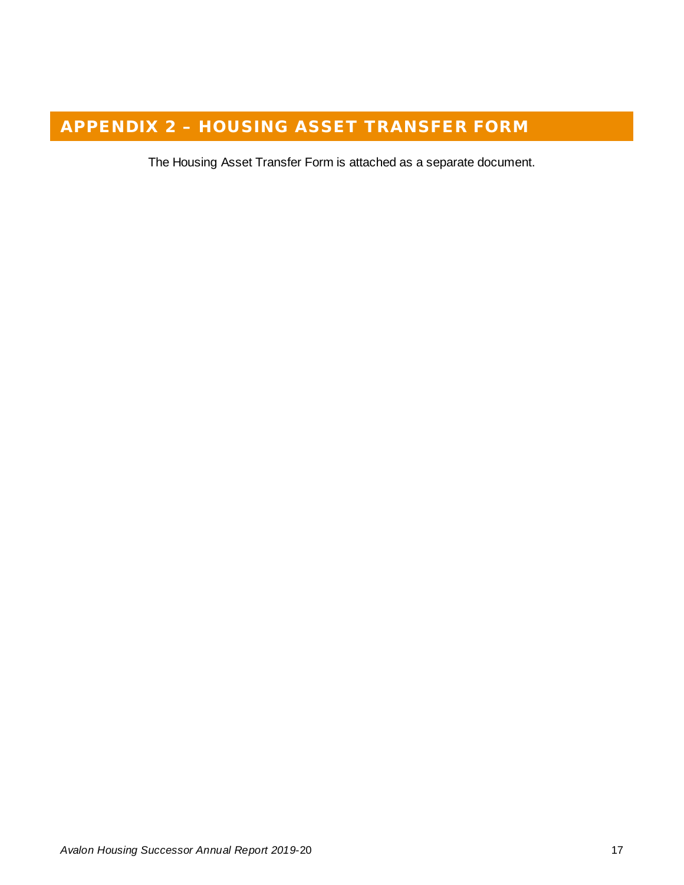# APPENDIX 2 – HOUSING ASSET TRANSFER FORM

The Housing Asset Transfer Form is attached as a separate document.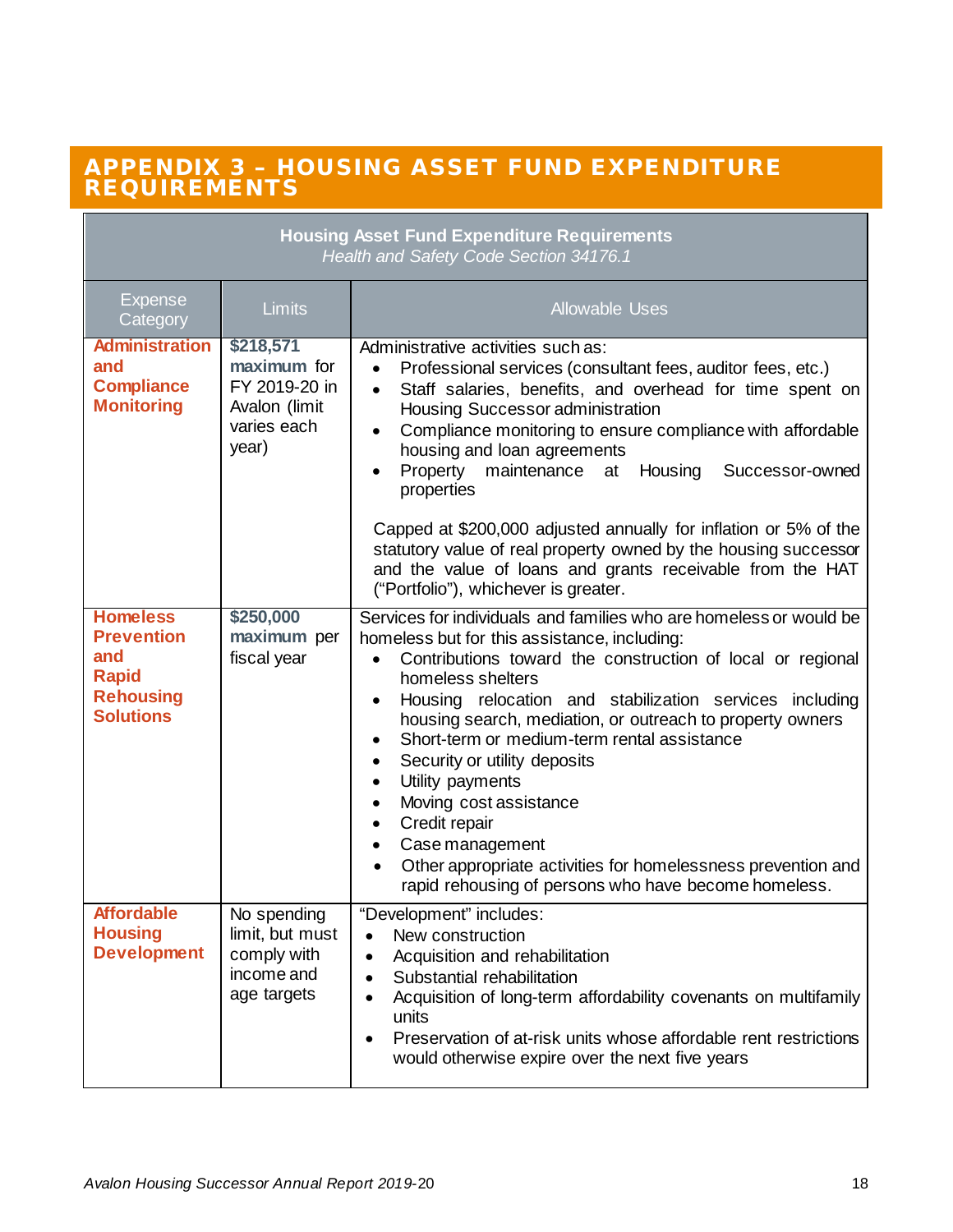# APPENDIX 3 – HOUSING ASSET FUND EXPENDITURE REQUIREMENTS

| **Housing Asset Fund Expenditure Requirements**<br>*Health and Safety Code Section 34176.1* | | |
|---|---|---|
| Expense Category | Limits | Allowable Uses |
| **Administration and Compliance Monitoring** | **$218,571 maximum** for FY 2019-20 in Avalon (limit varies each year) | Administrative activities such as:<br>• Professional services (consultant fees, auditor fees, etc.)<br>• Staff salaries, benefits, and overhead for time spent on Housing Successor administration<br>• Compliance monitoring to ensure compliance with affordable housing and loan agreements<br>• Property maintenance at Housing Successor-owned properties<br><br>Capped at $200,000 adjusted annually for inflation or 5% of the statutory value of real property owned by the housing successor and the value of loans and grants receivable from the HAT ("Portfolio"), whichever is greater. |
| **Homeless Prevention and Rapid Rehousing Solutions** | **$250,000 maximum** per fiscal year | Services for individuals and families who are homeless or would be homeless but for this assistance, including:<br>• Contributions toward the construction of local or regional homeless shelters<br>• Housing relocation and stabilization services including housing search, mediation, or outreach to property owners<br>• Short-term or medium-term rental assistance<br>• Security or utility deposits<br>• Utility payments<br>• Moving cost assistance<br>• Credit repair<br>• Case management<br>• Other appropriate activities for homelessness prevention and rapid rehousing of persons who have become homeless. |
| **Affordable Housing Development** | No spending limit, but must comply with income and age targets | "Development" includes:<br>• New construction<br>• Acquisition and rehabilitation<br>• Substantial rehabilitation<br>• Acquisition of long-term affordability covenants on multifamily units<br>• Preservation of at-risk units whose affordable rent restrictions would otherwise expire over the next five years |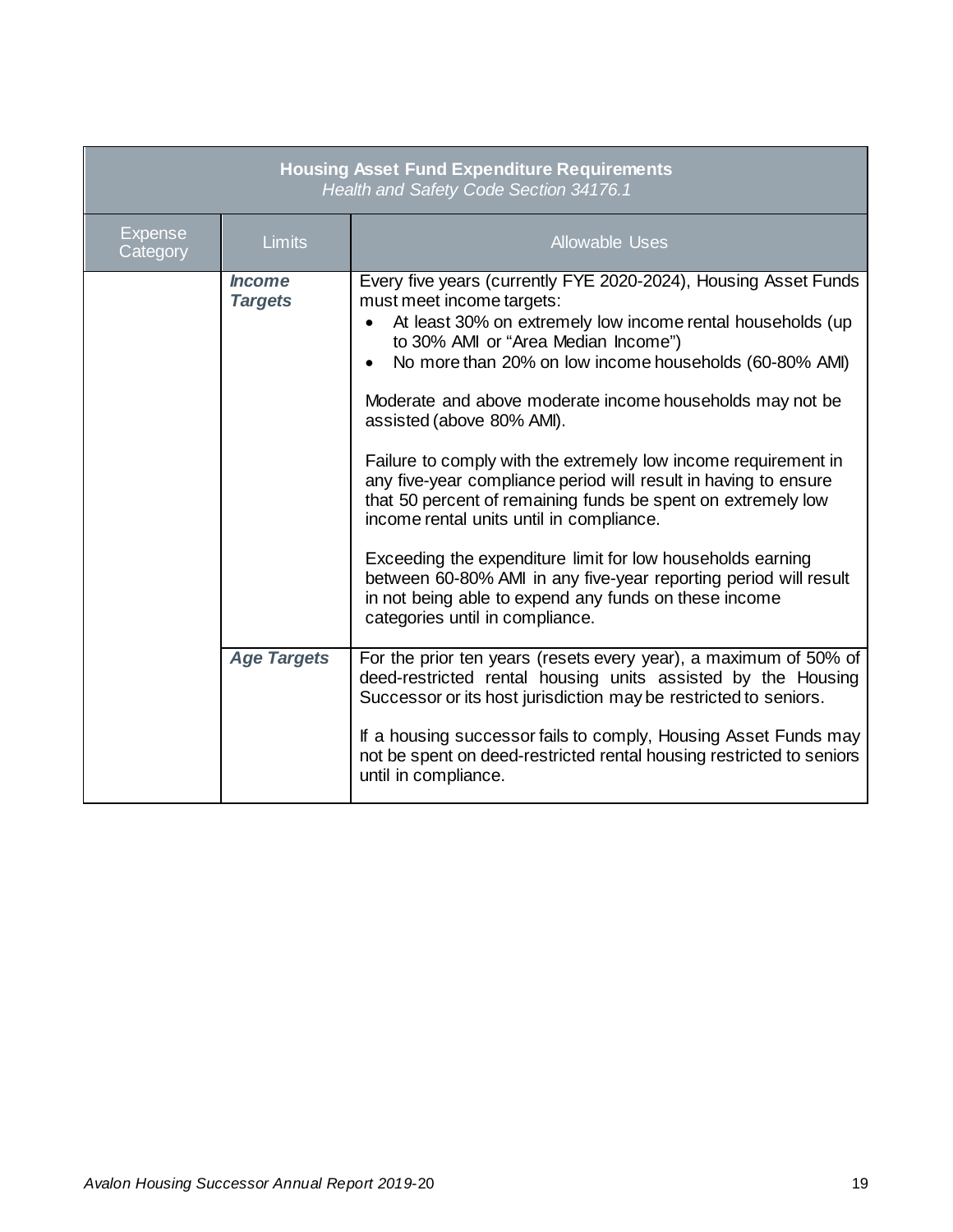| Housing Asset Fund Expenditure Requirements<br>*Health and Safety Code Section 34176.1* | | |
|---|---|---|
| Expense Category | Limits | Allowable Uses |
| | ***Income Targets*** | Every five years (currently FYE 2020-2024), Housing Asset Funds must meet income targets:<br>• At least 30% on extremely low income rental households (up to 30% AMI or "Area Median Income")<br>• No more than 20% on low income households (60-80% AMI)<br><br>Moderate and above moderate income households may not be assisted (above 80% AMI).<br><br>Failure to comply with the extremely low income requirement in any five-year compliance period will result in having to ensure that 50 percent of remaining funds be spent on extremely low income rental units until in compliance.<br><br>Exceeding the expenditure limit for low households earning between 60-80% AMI in any five-year reporting period will result in not being able to expend any funds on these income categories until in compliance. |
| | ***Age Targets*** | For the prior ten years (resets every year), a maximum of 50% of deed-restricted rental housing units assisted by the Housing Successor or its host jurisdiction may be restricted to seniors.<br><br>If a housing successor fails to comply, Housing Asset Funds may not be spent on deed-restricted rental housing restricted to seniors until in compliance. |